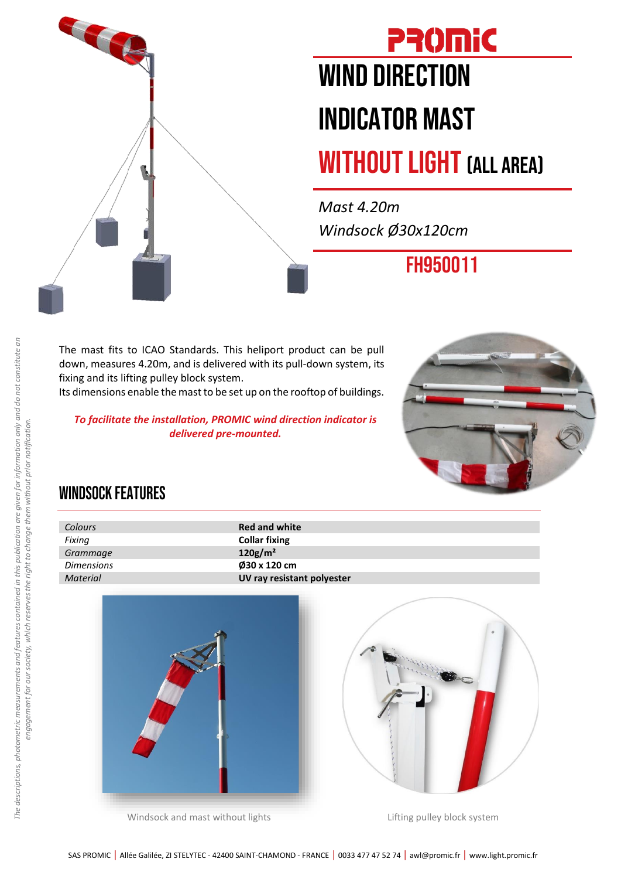# PROMIC

# WIND DIRECTION INDICATOR MAST WITHOUT LIGHT (ALL AREA)

*Mast 4.20m*
*Windsock Ø30x120cm*

## FH950011

The mast fits to ICAO Standards. This heliport product can be pull down, measures 4.20m, and is delivered with its pull-down system, its fixing and its lifting pulley block system.
Its dimensions enable the mast to be set up on the rooftop of buildings.

***To facilitate the installation, PROMIC wind direction indicator is delivered pre-mounted.***

## WINDSOCK FEATURES

| | |
|---|---|
| *Colours* | **Red and white** |
| *Fixing* | **Collar fixing** |
| *Grammage* | **120g/m²** |
| *Dimensions* | **Ø30 x 120 cm** |
| *Material* | **UV ray resistant polyester** |

Windsock and mast without lights

Lifting pulley block system

*The descriptions, photometric measurements and features contained in this publication are given for information only and do not constitute an engagement for our society, which reserves the right to change them without prior notification.*

SAS PROMIC | Allée Galilée, ZI STELYTEC - 42400 SAINT-CHAMOND - FRANCE | 0033 477 47 52 74 | awl@promic.fr | www.light.promic.fr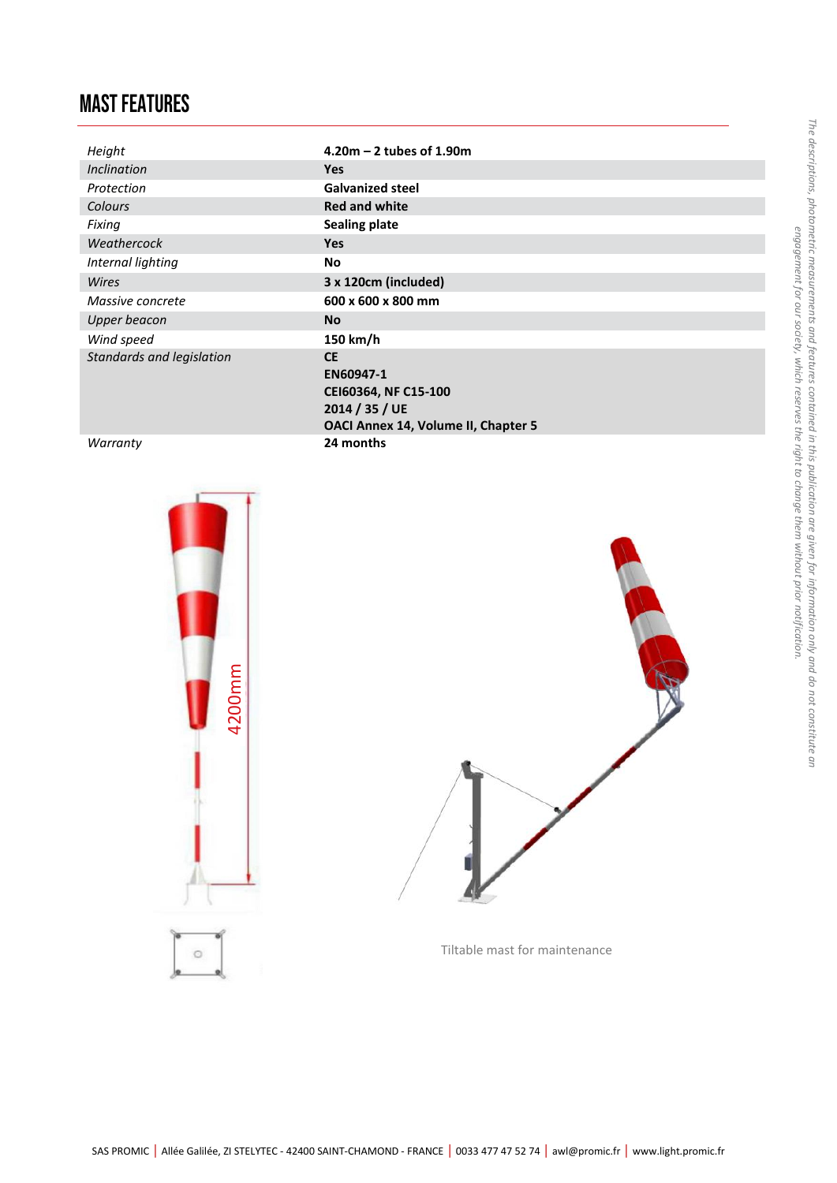# MAST FEATURES

| | |
|---|---|
| *Height* | **4.20m – 2 tubes of 1.90m** |
| *Inclination* | **Yes** |
| *Protection* | **Galvanized steel** |
| *Colours* | **Red and white** |
| *Fixing* | **Sealing plate** |
| *Weathercock* | **Yes** |
| *Internal lighting* | **No** |
| *Wires* | **3 x 120cm (included)** |
| *Massive concrete* | **600 x 600 x 800 mm** |
| *Upper beacon* | **No** |
| *Wind speed* | **150 km/h** |
| *Standards and legislation* | **CE**<br>**EN60947-1**<br>**CEI60364, NF C15-100**<br>**2014 / 35 / UE**<br>**OACI Annex 14, Volume II, Chapter 5** |
| *Warranty* | **24 months** |

4200mm

Tiltable mast for maintenance

*The descriptions, photometric measurements and features contained in this publication are given for information only and do not constitute an engagement for our society, which reserves the right to change them without prior notification.*